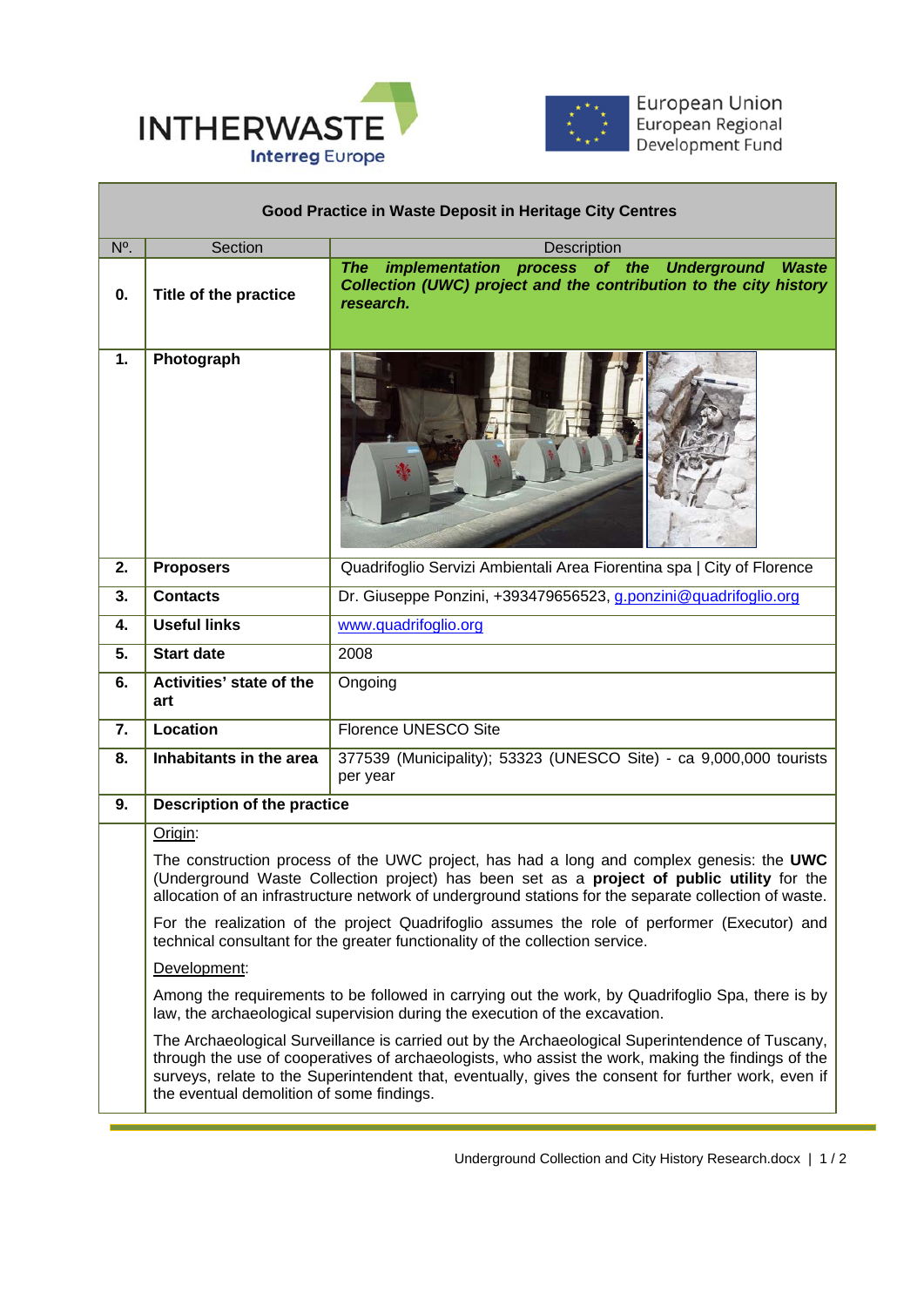INTHERWASTE
Interreg Europe

European Union
European Regional Development Fund

| Good Practice in Waste Deposit in Heritage City Centres | | |
|---|---|---|
| Nº. | Section | Description |
| **0.** | **Title of the practice** | ***The implementation process of the Underground Waste Collection (UWC) project and the contribution to the city history research.*** |
| **1.** | **Photograph** | |
| **2.** | **Proposers** | Quadrifoglio Servizi Ambientali Area Fiorentina spa \| City of Florence |
| **3.** | **Contacts** | Dr. Giuseppe Ponzini, +393479656523, g.ponzini@quadrifoglio.org |
| **4.** | **Useful links** | www.quadrifoglio.org |
| **5.** | **Start date** | 2008 |
| **6.** | **Activities' state of the art** | Ongoing |
| **7.** | **Location** | Florence UNESCO Site |
| **8.** | **Inhabitants in the area** | 377539 (Municipality); 53323 (UNESCO Site) - ca 9,000,000 tourists per year |
| **9.** | **Description of the practice** | |

Origin:

The construction process of the UWC project, has had a long and complex genesis: the **UWC** (Underground Waste Collection project) has been set as a **project of public utility** for the allocation of an infrastructure network of underground stations for the separate collection of waste.

For the realization of the project Quadrifoglio assumes the role of performer (Executor) and technical consultant for the greater functionality of the collection service.

Development:

Among the requirements to be followed in carrying out the work, by Quadrifoglio Spa, there is by law, the archaeological supervision during the execution of the excavation.

The Archaeological Surveillance is carried out by the Archaeological Superintendence of Tuscany, through the use of cooperatives of archaeologists, who assist the work, making the findings of the surveys, relate to the Superintendent that, eventually, gives the consent for further work, even if the eventual demolition of some findings.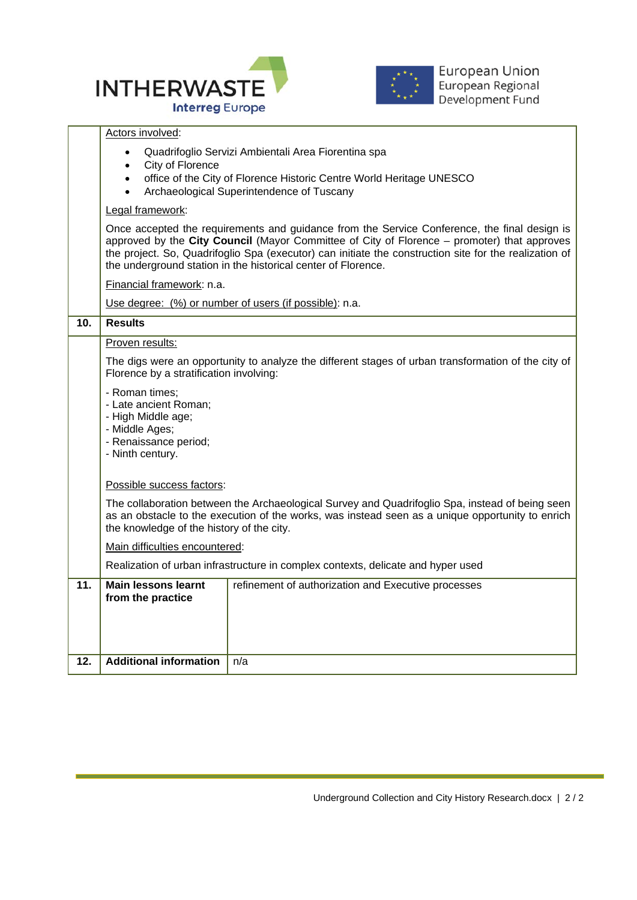|  |  |  |
|---|---|---|
|  | Actors involved:<br>• Quadrifoglio Servizi Ambientali Area Fiorentina spa<br>• City of Florence<br>• office of the City of Florence Historic Centre World Heritage UNESCO<br>• Archaeological Superintendence of Tuscany<br><br>Legal framework:<br>Once accepted the requirements and guidance from the Service Conference, the final design is approved by the **City Council** (Mayor Committee of City of Florence – promoter) that approves the project. So, Quadrifoglio Spa (executor) can initiate the construction site for the realization of the underground station in the historical center of Florence.<br><br>Financial framework: n.a.<br><br>Use degree: (%) or number of users (if possible): n.a. |  |
| **10.** | **Results** |  |
|  | Proven results:<br>The digs were an opportunity to analyze the different stages of urban transformation of the city of Florence by a stratification involving:<br>- Roman times;<br>- Late ancient Roman;<br>- High Middle age;<br>- Middle Ages;<br>- Renaissance period;<br>- Ninth century.<br><br>Possible success factors:<br>The collaboration between the Archaeological Survey and Quadrifoglio Spa, instead of being seen as an obstacle to the execution of the works, was instead seen as a unique opportunity to enrich the knowledge of the history of the city.<br><br>Main difficulties encountered:<br>Realization of urban infrastructure in complex contexts, delicate and hyper used |  |
| **11.** | **Main lessons learnt from the practice** | refinement of authorization and Executive processes |
| **12.** | **Additional information** | n/a |